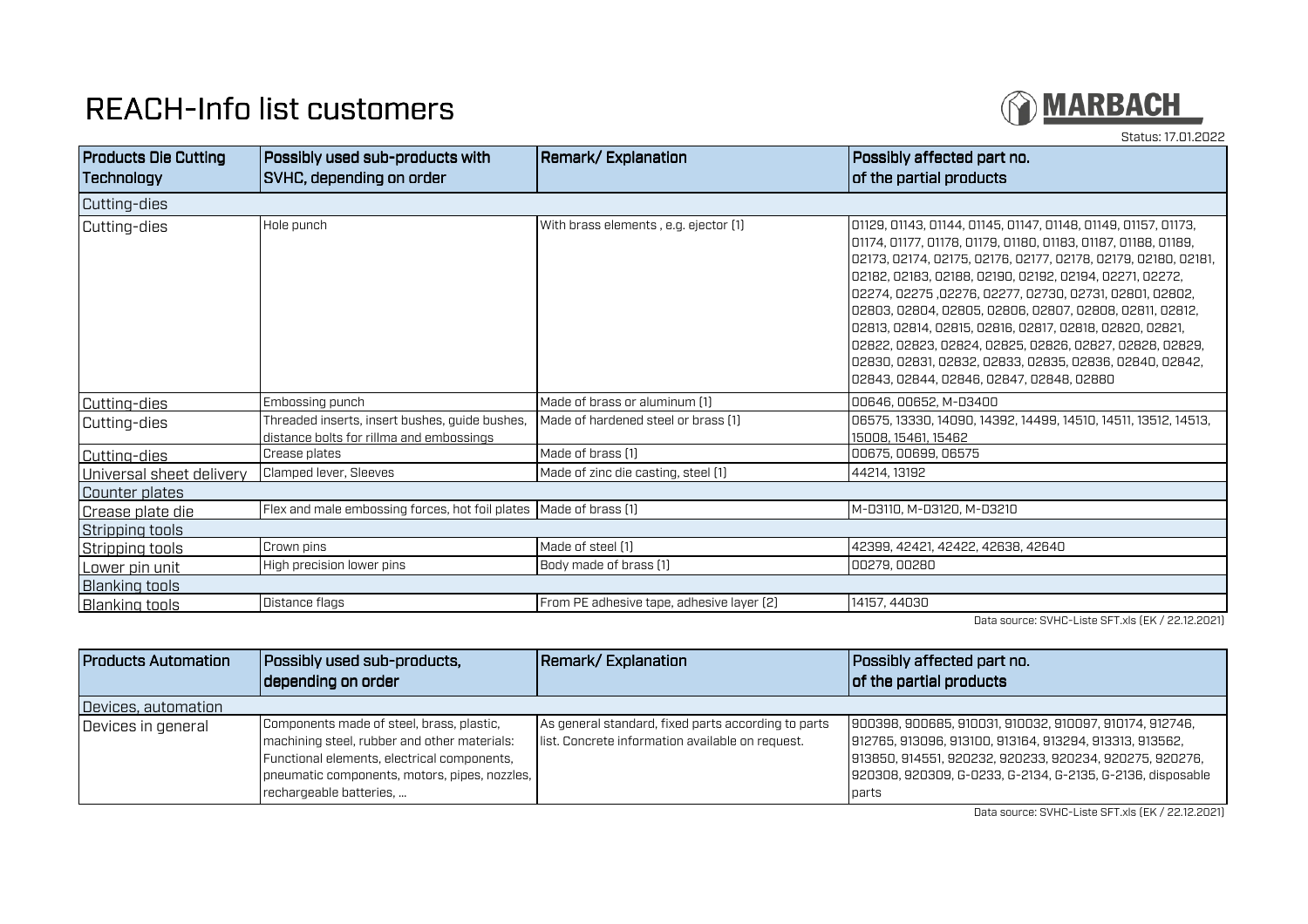# REACH-Info list customers

MARBACH

Status: 17.01.2022

| Products Die Cutting Technology | Possibly used sub-products with SVHC, depending on order | Remark/ Explanation | Possibly affected part no. of the partial products |
|---|---|---|---|
| Cutting-dies | | | |
| Cutting-dies | Hole punch | With brass elements , e.g. ejector (1) | 01129, 01143, 01144, 01145, 01147, 01148, 01149, 01157, 01173, 01174, 01177, 01178, 01179, 01180, 01183, 01187, 01188, 01189, 02173, 02174, 02175, 02176, 02177, 02178, 02179, 02180, 02181, 02182, 02183, 02188, 02190, 02192, 02194, 02271, 02272, 02274, 02275 ,02276, 02277, 02730, 02731, 02801, 02802, 02803, 02804, 02805, 02806, 02807, 02808, 02811, 02812, 02813, 02814, 02815, 02816, 02817, 02818, 02820, 02821, 02822, 02823, 02824, 02825, 02826, 02827, 02828, 02829, 02830, 02831, 02832, 02833, 02835, 02836, 02840, 02842, 02843, 02844, 02846, 02847, 02848, 02880 |
| Cutting-dies | Embossing punch | Made of brass or aluminum (1) | 00646, 00652, M-D3400 |
| Cutting-dies | Threaded inserts, insert bushes, guide bushes, distance bolts for rillma and embossings | Made of hardened steel or brass (1) | 06575, 13330, 14090, 14392, 14499, 14510, 14511, 13512, 14513, 15008, 15461, 15462 |
| Cutting-dies | Crease plates | Made of brass (1) | 00675, 00699, 06575 |
| Universal sheet delivery | Clamped lever, Sleeves | Made of zinc die casting, steel (1) | 44214, 13192 |
| Counter plates | | | |
| Crease plate die | Flex and male embossing forces, hot foil plates | Made of brass (1) | M-D3110, M-D3120, M-D3210 |
| Stripping tools | | | |
| Stripping tools | Crown pins | Made of steel (1) | 42399, 42421, 42422, 42638, 42640 |
| Lower pin unit | High precision lower pins | Body made of brass (1) | 00279, 00280 |
| Blanking tools | | | |
| Blanking tools | Distance flags | From PE adhesive tape, adhesive layer (2) | 14157, 44030 |

Data source: SVHC-Liste SFT.xls (EK / 22.12.2021)

| Products Automation | Possibly used sub-products, depending on order | Remark/ Explanation | Possibly affected part no. of the partial products |
|---|---|---|---|
| Devices, automation | | | |
| Devices in general | Components made of steel, brass, plastic, machining steel, rubber and other materials: Functional elements, electrical components, pneumatic components, motors, pipes, nozzles, rechargeable batteries, ... | As general standard, fixed parts according to parts list. Concrete information available on request. | 900398, 900685, 910031, 910032, 910097, 910174, 912746, 912765, 913096, 913100, 913164, 913294, 913313, 913562, 913850, 914551, 920232, 920233, 920234, 920275, 920276, 920308, 920309, G-0233, G-2134, G-2135, G-2136, disposable parts |

Data source: SVHC-Liste SFT.xls (EK / 22.12.2021)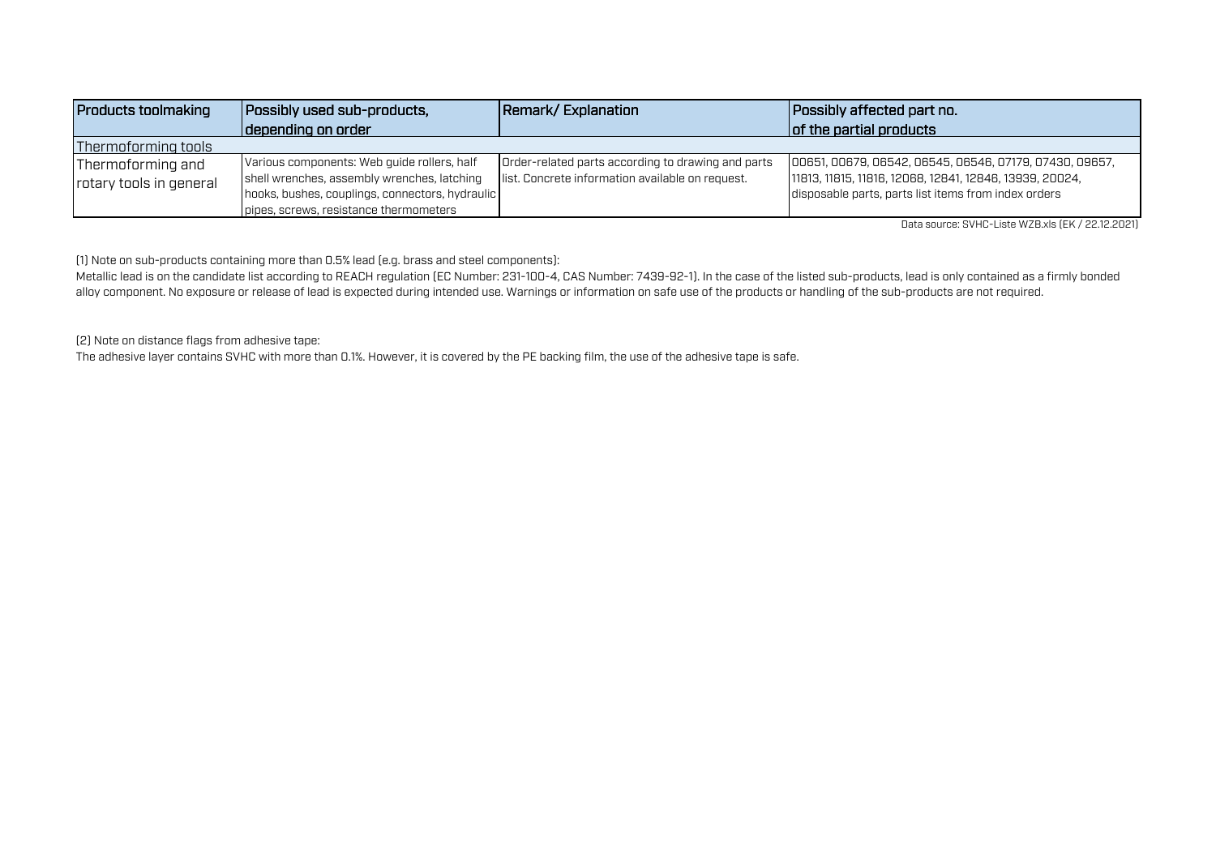| Products toolmaking | Possibly used sub-products, depending on order | Remark/ Explanation | Possibly affected part no. of the partial products |
|---|---|---|---|
| Thermoforming tools | | | |
| Thermoforming and rotary tools in general | Various components: Web guide rollers, half shell wrenches, assembly wrenches, latching hooks, bushes, couplings, connectors, hydraulic pipes, screws, resistance thermometers | Order-related parts according to drawing and parts list. Concrete information available on request. | 00651, 00679, 06542, 06545, 06546, 07179, 07430, 09657, 11813, 11815, 11816, 12068, 12841, 12846, 13939, 20024, disposable parts, parts list items from index orders |

Data source: SVHC-Liste WZB.xls (EK / 22.12.2021)

(1) Note on sub-products containing more than 0.5% lead (e.g. brass and steel components):
Metallic lead is on the candidate list according to REACH regulation (EC Number: 231-100-4, CAS Number: 7439-92-1). In the case of the listed sub-products, lead is only contained as a firmly bonded alloy component. No exposure or release of lead is expected during intended use. Warnings or information on safe use of the products or handling of the sub-products are not required.

(2) Note on distance flags from adhesive tape:
The adhesive layer contains SVHC with more than 0.1%. However, it is covered by the PE backing film, the use of the adhesive tape is safe.